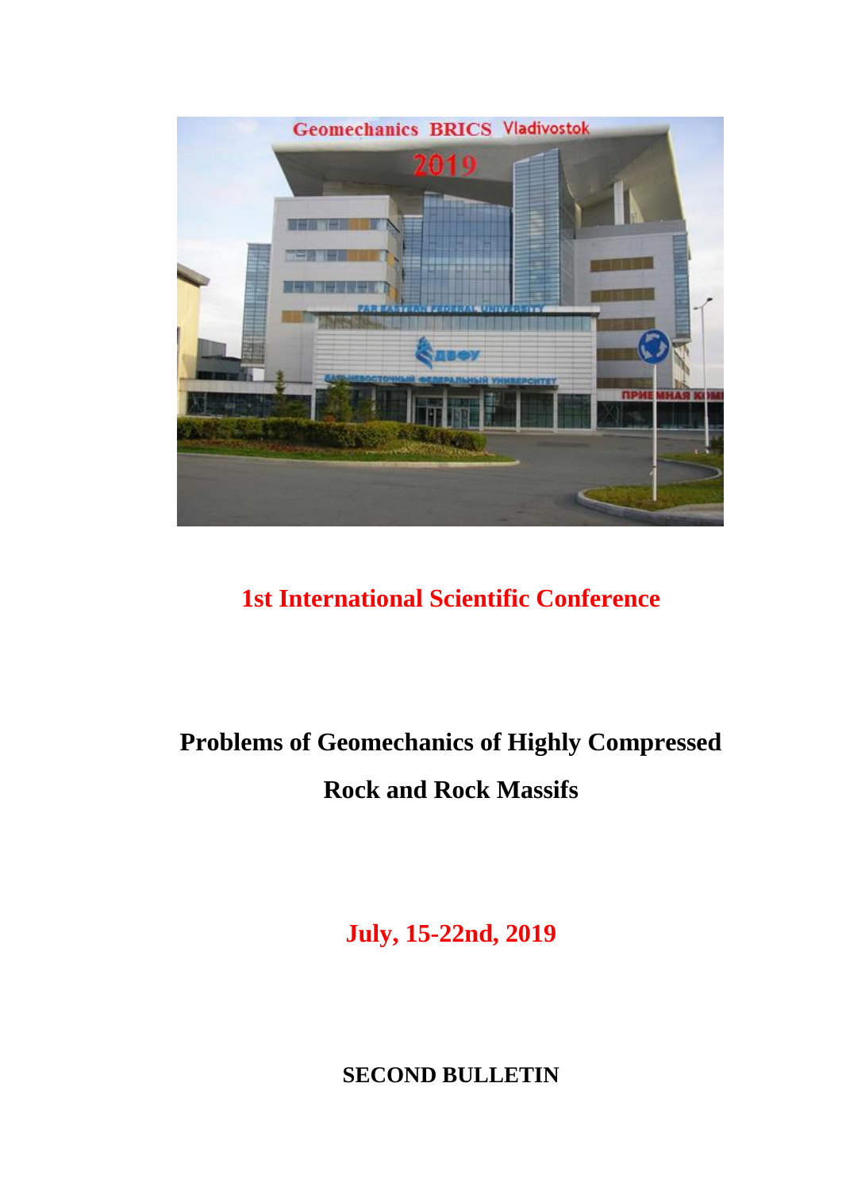# 1st International Scientific Conference

## Problems of Geomechanics of Highly Compressed Rock and Rock Massifs

**July, 15-22nd, 2019**

**SECOND BULLETIN**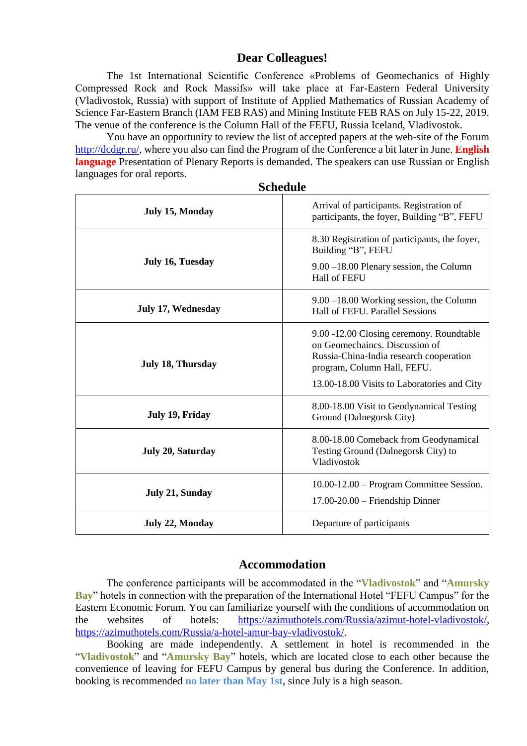## Dear Colleagues!

The 1st International Scientific Conference «Problems of Geomechanics of Highly Compressed Rock and Rock Massifs» will take place at Far-Eastern Federal University (Vladivostok, Russia) with support of Institute of Applied Mathematics of Russian Academy of Science Far-Eastern Branch (IAM FEB RAS) and Mining Institute FEB RAS on July 15-22, 2019. The venue of the conference is the Column Hall of the FEFU, Russia Iceland, Vladivostok.

You have an opportunity to review the list of accepted papers at the web-site of the Forum http://dcdgr.ru/, where you also can find the Program of the Conference a bit later in June. **English language** Presentation of Plenary Reports is demanded. The speakers can use Russian or English languages for oral reports.

## Schedule

| | |
|---|---|
| **July 15, Monday** | Arrival of participants. Registration of participants, the foyer, Building "B", FEFU |
| **July 16, Tuesday** | 8.30 Registration of participants, the foyer, Building "B", FEFU<br>9.00 –18.00 Plenary session, the Column Hall of FEFU |
| **July 17, Wednesday** | 9.00 –18.00 Working session, the Column Hall of FEFU. Parallel Sessions |
| **July 18, Thursday** | 9.00 -12.00 Closing ceremony. Roundtable on Geomechaincs. Discussion of Russia-China-India research cooperation program, Column Hall, FEFU.<br>13.00-18.00 Visits to Laboratories and City |
| **July 19, Friday** | 8.00-18.00 Visit to Geodynamical Testing Ground (Dalnegorsk City) |
| **July 20, Saturday** | 8.00-18.00 Comeback from Geodynamical Testing Ground (Dalnegorsk City) to Vladivostok |
| **July 21, Sunday** | 10.00-12.00 – Program Committee Session.<br>17.00-20.00 – Friendship Dinner |
| **July 22, Monday** | Departure of participants |

## Accommodation

The conference participants will be accommodated in the "**Vladivostok**" and "**Amursky Bay**" hotels in connection with the preparation of the International Hotel "FEFU Campus" for the Eastern Economic Forum. You can familiarize yourself with the conditions of accommodation on the websites of hotels: https://azimuthotels.com/Russia/azimut-hotel-vladivostok/, https://azimuthotels.com/Russia/a-hotel-amur-bay-vladivostok/.

Booking are made independently. A settlement in hotel is recommended in the "**Vladivostok**" and "**Amursky Bay**" hotels, which are located close to each other because the convenience of leaving for FEFU Campus by general bus during the Conference. In addition, booking is recommended **no later than May 1st**, since July is a high season.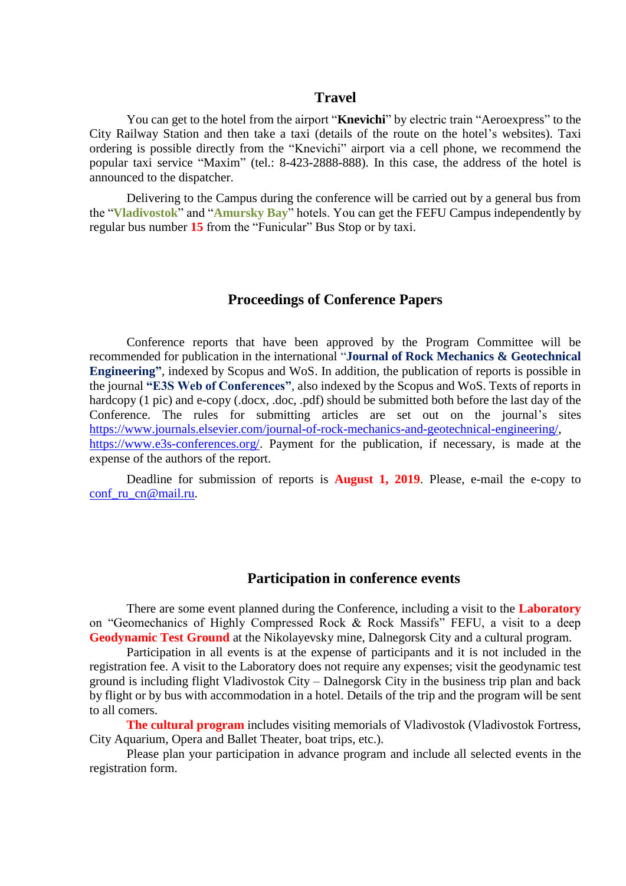## Travel

You can get to the hotel from the airport "**Knevichi**" by electric train "Aeroexpress" to the City Railway Station and then take a taxi (details of the route on the hotel's websites). Taxi ordering is possible directly from the "Knevichi" airport via a cell phone, we recommend the popular taxi service "Maxim" (tel.: 8-423-2888-888). In this case, the address of the hotel is announced to the dispatcher.

Delivering to the Campus during the conference will be carried out by a general bus from the "**Vladivostok**" and "**Amursky Bay**" hotels. You can get the FEFU Campus independently by regular bus number **15** from the "Funicular" Bus Stop or by taxi.

## Proceedings of Conference Papers

Conference reports that have been approved by the Program Committee will be recommended for publication in the international "**Journal of Rock Mechanics & Geotechnical Engineering"**, indexed by Scopus and WoS. In addition, the publication of reports is possible in the journal **"E3S Web of Conferences"**, also indexed by the Scopus and WoS. Texts of reports in hardcopy (1 pic) and e-copy (.docx, .doc, .pdf) should be submitted both before the last day of the Conference. The rules for submitting articles are set out on the journal's sites https://www.journals.elsevier.com/journal-of-rock-mechanics-and-geotechnical-engineering/, https://www.e3s-conferences.org/. Payment for the publication, if necessary, is made at the expense of the authors of the report.

Deadline for submission of reports is **August 1, 2019**. Please, e-mail the e-copy to conf_ru_cn@mail.ru.

## Participation in conference events

There are some event planned during the Conference, including a visit to the **Laboratory** on "Geomechanics of Highly Compressed Rock & Rock Massifs" FEFU, a visit to a deep **Geodynamic Test Ground** at the Nikolayevsky mine, Dalnegorsk City and a cultural program.

Participation in all events is at the expense of participants and it is not included in the registration fee. A visit to the Laboratory does not require any expenses; visit the geodynamic test ground is including flight Vladivostok City – Dalnegorsk City in the business trip plan and back by flight or by bus with accommodation in a hotel. Details of the trip and the program will be sent to all comers.

**The cultural program** includes visiting memorials of Vladivostok (Vladivostok Fortress, City Aquarium, Opera and Ballet Theater, boat trips, etc.).

Please plan your participation in advance program and include all selected events in the registration form.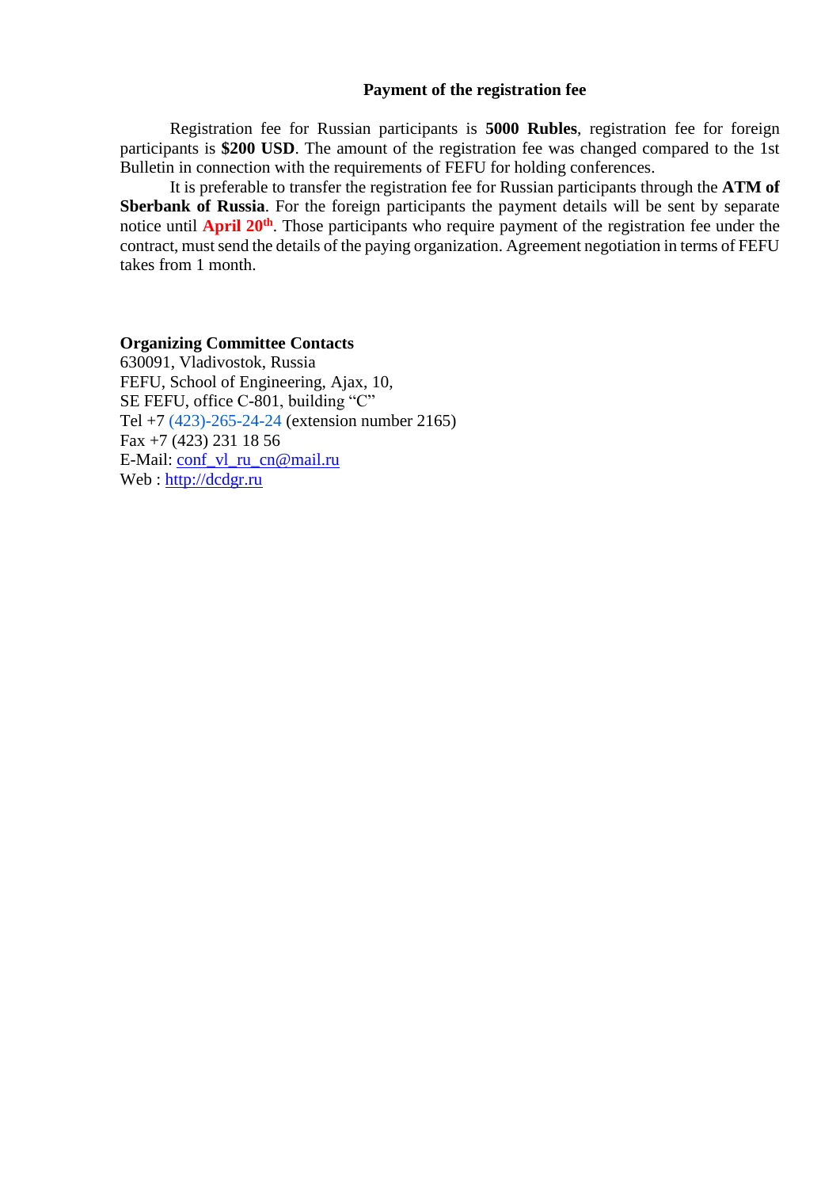## Payment of the registration fee

Registration fee for Russian participants is **5000 Rubles**, registration fee for foreign participants is **$200 USD**. The amount of the registration fee was changed compared to the 1st Bulletin in connection with the requirements of FEFU for holding conferences.

It is preferable to transfer the registration fee for Russian participants through the **ATM of Sberbank of Russia**. For the foreign participants the payment details will be sent by separate notice until **April 20th**. Those participants who require payment of the registration fee under the contract, must send the details of the paying organization. Agreement negotiation in terms of FEFU takes from 1 month.

**Organizing Committee Contacts**

630091, Vladivostok, Russia
FEFU, School of Engineering, Ajax, 10,
SE FEFU, office C-801, building "C"
Tel +7 (423)-265-24-24 (extension number 2165)
Fax +7 (423) 231 18 56
E-Mail: conf_vl_ru_cn@mail.ru
Web : http://dcdgr.ru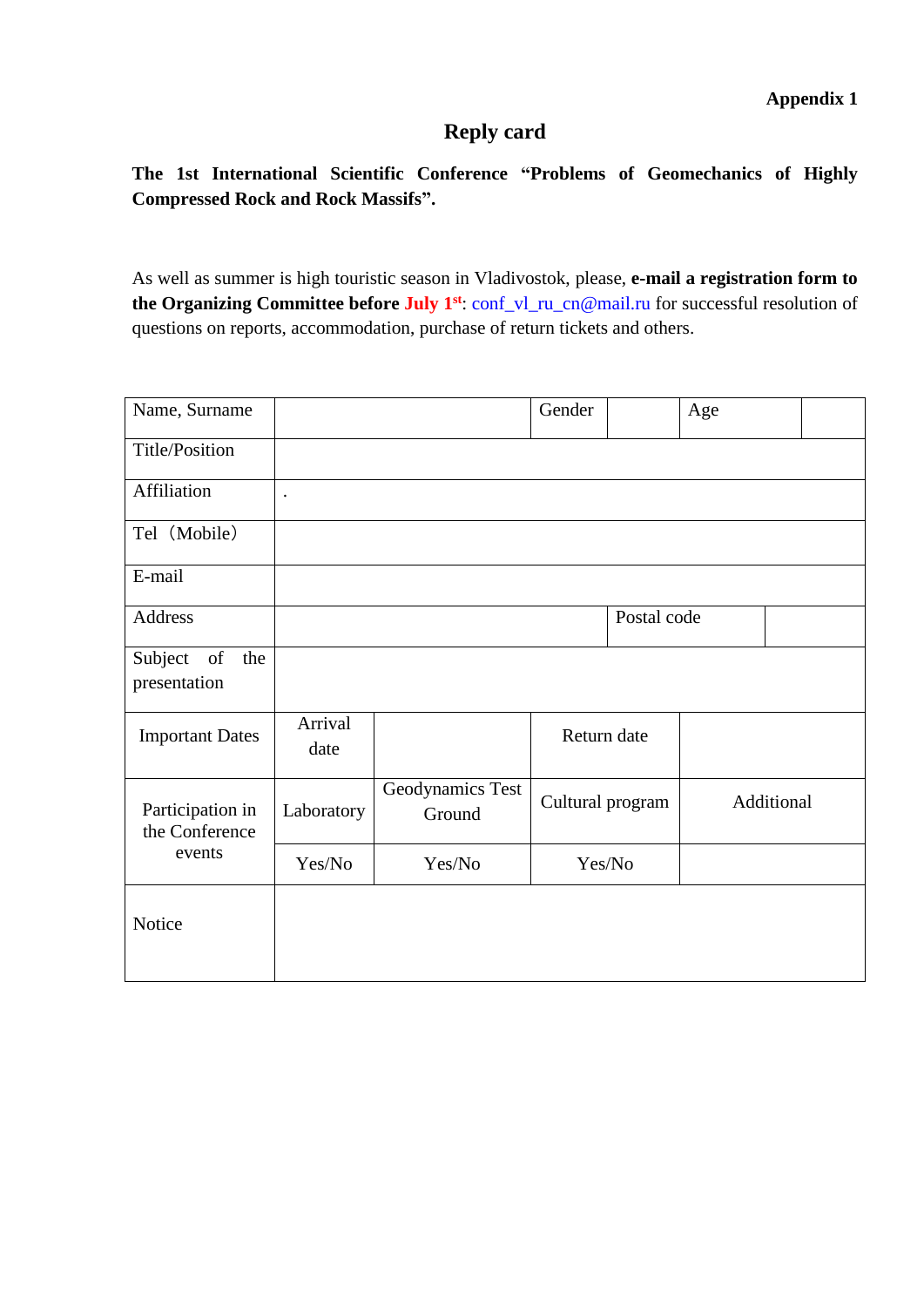**Appendix 1**

# Reply card

**The 1st International Scientific Conference "Problems of Geomechanics of Highly Compressed Rock and Rock Massifs".**

As well as summer is high touristic season in Vladivostok, please, **e-mail a registration form to the Organizing Committee before July 1st**: conf_vl_ru_cn@mail.ru for successful resolution of questions on reports, accommodation, purchase of return tickets and others.

| | | | | | |
|---|---|---|---|---|---|
| Name, Surname | | | Gender | | Age | |
| Title/Position | | | | | |
| Affiliation | . | | | | |
| Tel（Mobile） | | | | | |
| E-mail | | | | | |
| Address | | | Postal code | | |
| Subject of the presentation | | | | | |
| Important Dates | Arrival date | | Return date | | |
| Participation in the Conference events | Laboratory | Geodynamics Test Ground | Cultural program | Additional | |
| | Yes/No | Yes/No | Yes/No | | |
| Notice | | | | | |